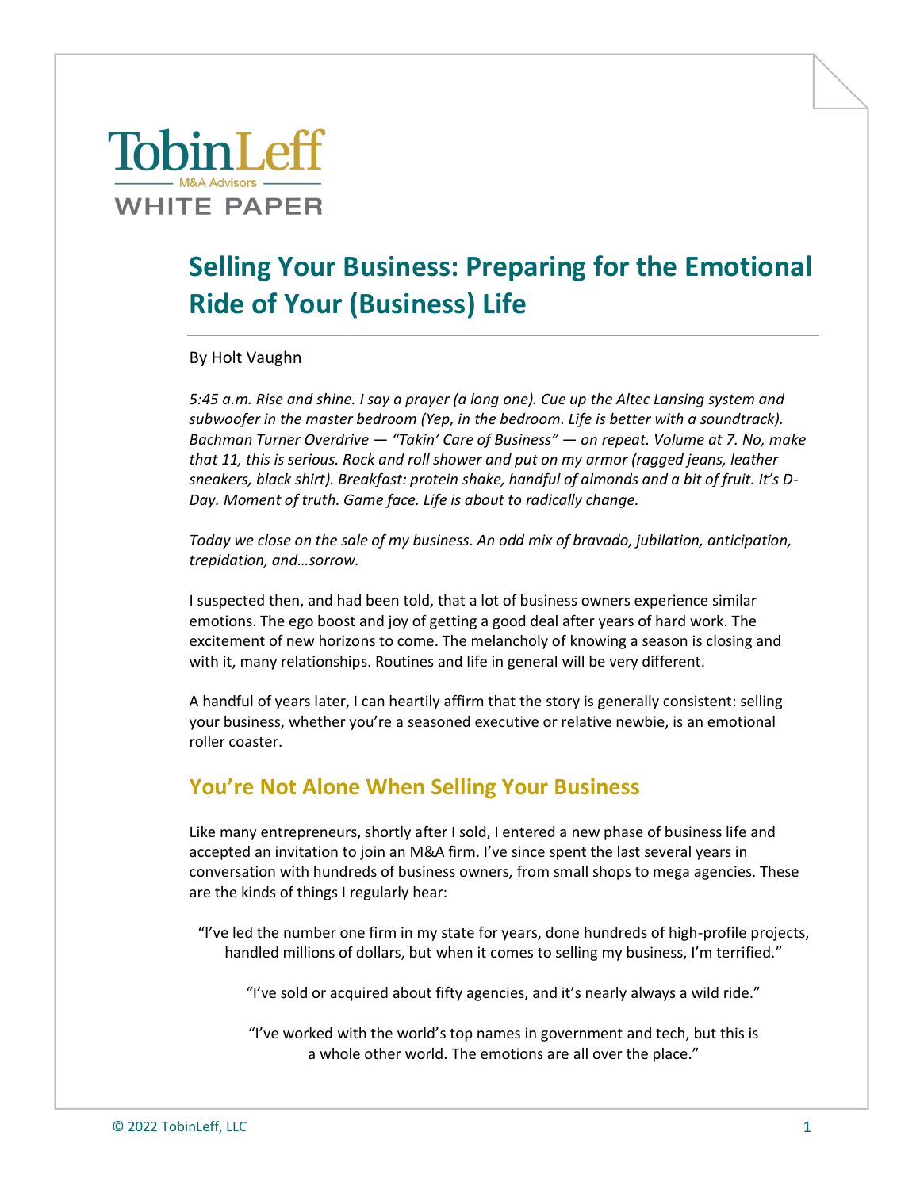TobinLeff
M&A Advisors
WHITE PAPER

# Selling Your Business: Preparing for the Emotional Ride of Your (Business) Life

By Holt Vaughn

*5:45 a.m. Rise and shine. I say a prayer (a long one). Cue up the Altec Lansing system and subwoofer in the master bedroom (Yep, in the bedroom. Life is better with a soundtrack). Bachman Turner Overdrive — "Takin' Care of Business" — on repeat. Volume at 7. No, make that 11, this is serious. Rock and roll shower and put on my armor (ragged jeans, leather sneakers, black shirt). Breakfast: protein shake, handful of almonds and a bit of fruit. It's D-Day. Moment of truth. Game face. Life is about to radically change.*

*Today we close on the sale of my business. An odd mix of bravado, jubilation, anticipation, trepidation, and…sorrow.*

I suspected then, and had been told, that a lot of business owners experience similar emotions. The ego boost and joy of getting a good deal after years of hard work. The excitement of new horizons to come. The melancholy of knowing a season is closing and with it, many relationships. Routines and life in general will be very different.

A handful of years later, I can heartily affirm that the story is generally consistent: selling your business, whether you're a seasoned executive or relative newbie, is an emotional roller coaster.

## You're Not Alone When Selling Your Business

Like many entrepreneurs, shortly after I sold, I entered a new phase of business life and accepted an invitation to join an M&A firm. I've since spent the last several years in conversation with hundreds of business owners, from small shops to mega agencies. These are the kinds of things I regularly hear:

> "I've led the number one firm in my state for years, done hundreds of high-profile projects, handled millions of dollars, but when it comes to selling my business, I'm terrified."

> "I've sold or acquired about fifty agencies, and it's nearly always a wild ride."

> "I've worked with the world's top names in government and tech, but this is a whole other world. The emotions are all over the place."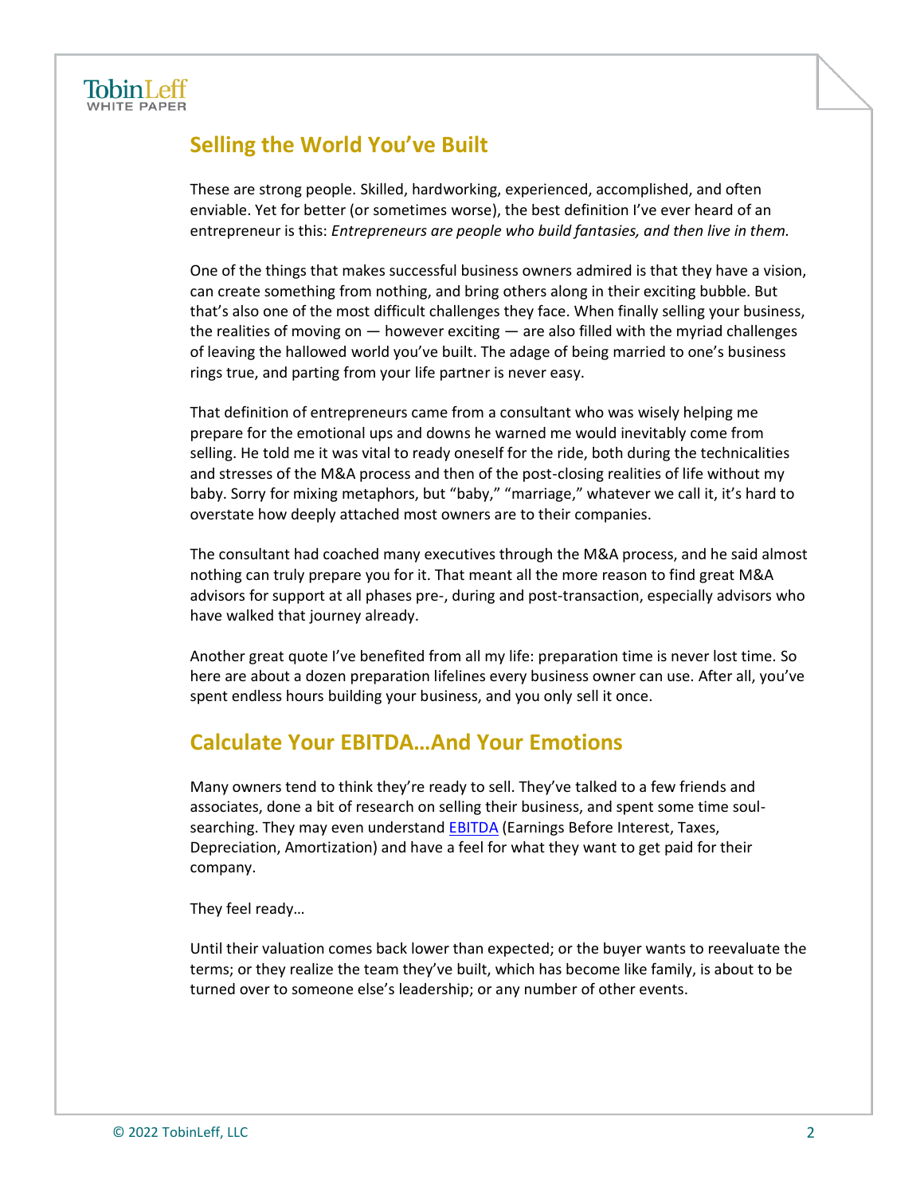## Selling the World You've Built

These are strong people. Skilled, hardworking, experienced, accomplished, and often enviable. Yet for better (or sometimes worse), the best definition I've ever heard of an entrepreneur is this: *Entrepreneurs are people who build fantasies, and then live in them.*

One of the things that makes successful business owners admired is that they have a vision, can create something from nothing, and bring others along in their exciting bubble. But that's also one of the most difficult challenges they face. When finally selling your business, the realities of moving on — however exciting — are also filled with the myriad challenges of leaving the hallowed world you've built. The adage of being married to one's business rings true, and parting from your life partner is never easy.

That definition of entrepreneurs came from a consultant who was wisely helping me prepare for the emotional ups and downs he warned me would inevitably come from selling. He told me it was vital to ready oneself for the ride, both during the technicalities and stresses of the M&A process and then of the post-closing realities of life without my baby. Sorry for mixing metaphors, but "baby," "marriage," whatever we call it, it's hard to overstate how deeply attached most owners are to their companies.

The consultant had coached many executives through the M&A process, and he said almost nothing can truly prepare you for it. That meant all the more reason to find great M&A advisors for support at all phases pre-, during and post-transaction, especially advisors who have walked that journey already.

Another great quote I've benefited from all my life: preparation time is never lost time. So here are about a dozen preparation lifelines every business owner can use. After all, you've spent endless hours building your business, and you only sell it once.

## Calculate Your EBITDA…And Your Emotions

Many owners tend to think they're ready to sell. They've talked to a few friends and associates, done a bit of research on selling their business, and spent some time soul-searching. They may even understand EBITDA (Earnings Before Interest, Taxes, Depreciation, Amortization) and have a feel for what they want to get paid for their company.

They feel ready…

Until their valuation comes back lower than expected; or the buyer wants to reevaluate the terms; or they realize the team they've built, which has become like family, is about to be turned over to someone else's leadership; or any number of other events.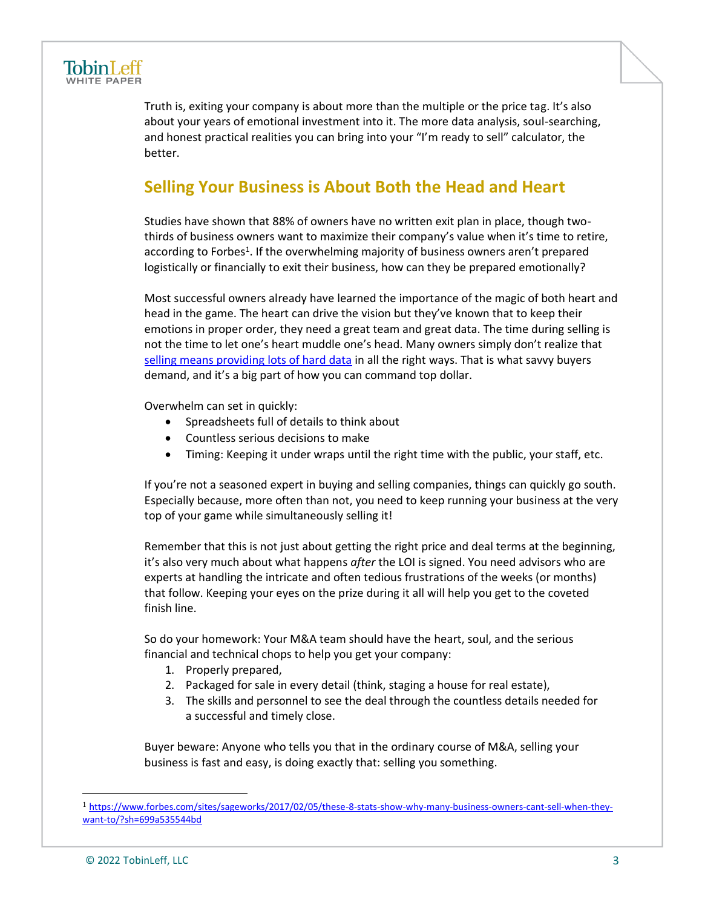Truth is, exiting your company is about more than the multiple or the price tag. It's also about your years of emotional investment into it. The more data analysis, soul-searching, and honest practical realities you can bring into your "I'm ready to sell" calculator, the better.

## Selling Your Business is About Both the Head and Heart

Studies have shown that 88% of owners have no written exit plan in place, though two-thirds of business owners want to maximize their company's value when it's time to retire, according to Forbes[1]. If the overwhelming majority of business owners aren't prepared logistically or financially to exit their business, how can they be prepared emotionally?

Most successful owners already have learned the importance of the magic of both heart and head in the game. The heart can drive the vision but they've known that to keep their emotions in proper order, they need a great team and great data. The time during selling is not the time to let one's heart muddle one's head. Many owners simply don't realize that [selling means providing lots of hard data]() in all the right ways. That is what savvy buyers demand, and it's a big part of how you can command top dollar.

Overwhelm can set in quickly:

- Spreadsheets full of details to think about
- Countless serious decisions to make
- Timing: Keeping it under wraps until the right time with the public, your staff, etc.

If you're not a seasoned expert in buying and selling companies, things can quickly go south. Especially because, more often than not, you need to keep running your business at the very top of your game while simultaneously selling it!

Remember that this is not just about getting the right price and deal terms at the beginning, it's also very much about what happens *after* the LOI is signed. You need advisors who are experts at handling the intricate and often tedious frustrations of the weeks (or months) that follow. Keeping your eyes on the prize during it all will help you get to the coveted finish line.

So do your homework: Your M&A team should have the heart, soul, and the serious financial and technical chops to help you get your company:

1. Properly prepared,
2. Packaged for sale in every detail (think, staging a house for real estate),
3. The skills and personnel to see the deal through the countless details needed for a successful and timely close.

Buyer beware: Anyone who tells you that in the ordinary course of M&A, selling your business is fast and easy, is doing exactly that: selling you something.

---

[1] https://www.forbes.com/sites/sageworks/2017/02/05/these-8-stats-show-why-many-business-owners-cant-sell-when-they-want-to/?sh=699a535544bd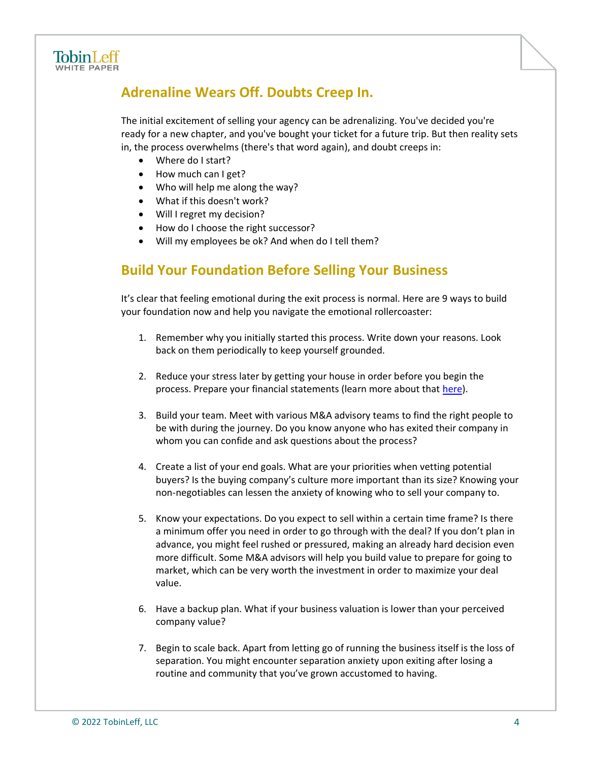## Adrenaline Wears Off. Doubts Creep In.

The initial excitement of selling your agency can be adrenalizing. You've decided you're ready for a new chapter, and you've bought your ticket for a future trip. But then reality sets in, the process overwhelms (there's that word again), and doubt creeps in:

- Where do I start?
- How much can I get?
- Who will help me along the way?
- What if this doesn't work?
- Will I regret my decision?
- How do I choose the right successor?
- Will my employees be ok? And when do I tell them?

## Build Your Foundation Before Selling Your Business

It's clear that feeling emotional during the exit process is normal. Here are 9 ways to build your foundation now and help you navigate the emotional rollercoaster:

1. Remember why you initially started this process. Write down your reasons. Look back on them periodically to keep yourself grounded.

2. Reduce your stress later by getting your house in order before you begin the process. Prepare your financial statements (learn more about that here).

3. Build your team. Meet with various M&A advisory teams to find the right people to be with during the journey. Do you know anyone who has exited their company in whom you can confide and ask questions about the process?

4. Create a list of your end goals. What are your priorities when vetting potential buyers? Is the buying company's culture more important than its size? Knowing your non-negotiables can lessen the anxiety of knowing who to sell your company to.

5. Know your expectations. Do you expect to sell within a certain time frame? Is there a minimum offer you need in order to go through with the deal? If you don't plan in advance, you might feel rushed or pressured, making an already hard decision even more difficult. Some M&A advisors will help you build value to prepare for going to market, which can be very worth the investment in order to maximize your deal value.

6. Have a backup plan. What if your business valuation is lower than your perceived company value?

7. Begin to scale back. Apart from letting go of running the business itself is the loss of separation. You might encounter separation anxiety upon exiting after losing a routine and community that you've grown accustomed to having.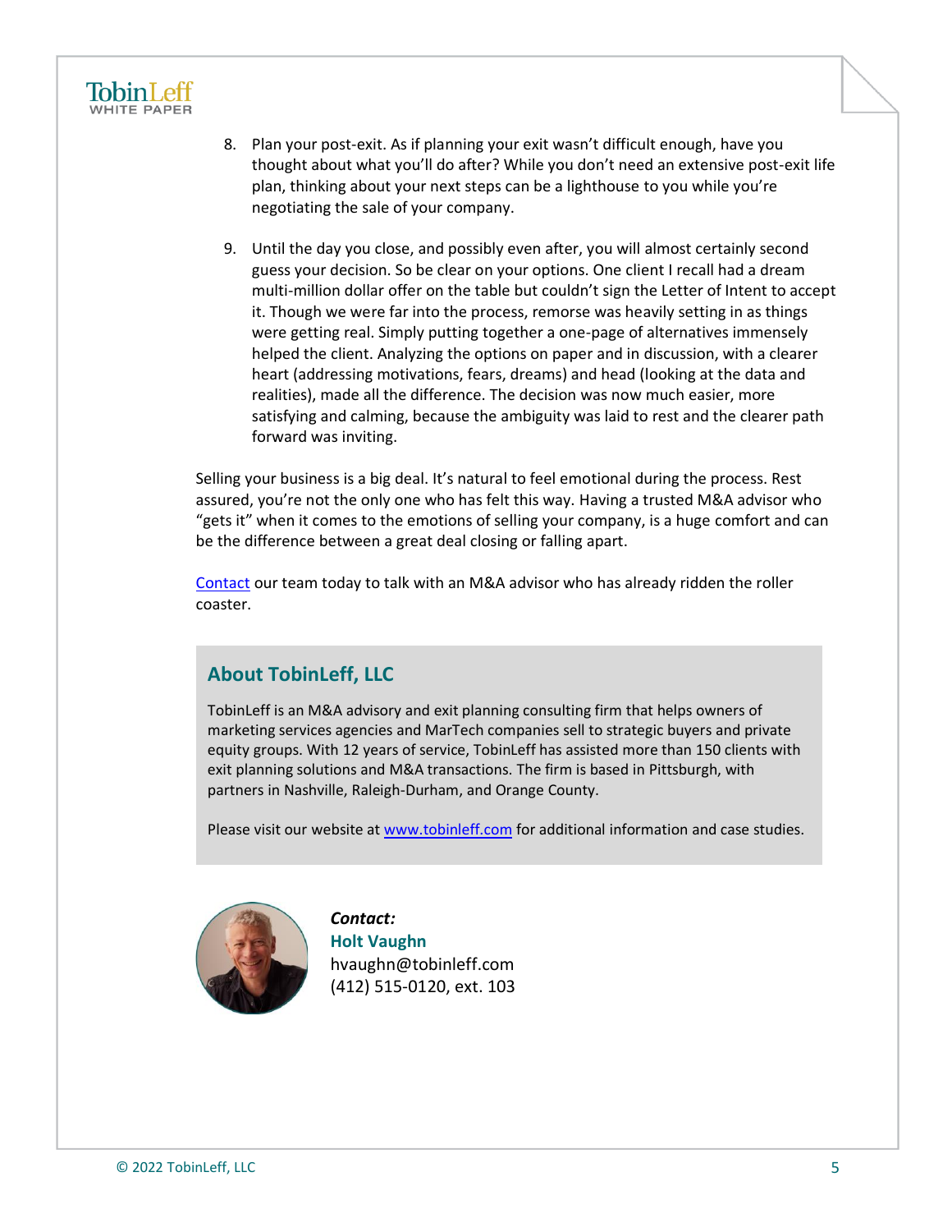8. Plan your post-exit. As if planning your exit wasn't difficult enough, have you thought about what you'll do after? While you don't need an extensive post-exit life plan, thinking about your next steps can be a lighthouse to you while you're negotiating the sale of your company.

9. Until the day you close, and possibly even after, you will almost certainly second guess your decision. So be clear on your options. One client I recall had a dream multi-million dollar offer on the table but couldn't sign the Letter of Intent to accept it. Though we were far into the process, remorse was heavily setting in as things were getting real. Simply putting together a one-page of alternatives immensely helped the client. Analyzing the options on paper and in discussion, with a clearer heart (addressing motivations, fears, dreams) and head (looking at the data and realities), made all the difference. The decision was now much easier, more satisfying and calming, because the ambiguity was laid to rest and the clearer path forward was inviting.

Selling your business is a big deal. It's natural to feel emotional during the process. Rest assured, you're not the only one who has felt this way. Having a trusted M&A advisor who "gets it" when it comes to the emotions of selling your company, is a huge comfort and can be the difference between a great deal closing or falling apart.

[Contact](#) our team today to talk with an M&A advisor who has already ridden the roller coaster.

## About TobinLeff, LLC

TobinLeff is an M&A advisory and exit planning consulting firm that helps owners of marketing services agencies and MarTech companies sell to strategic buyers and private equity groups. With 12 years of service, TobinLeff has assisted more than 150 clients with exit planning solutions and M&A transactions. The firm is based in Pittsburgh, with partners in Nashville, Raleigh-Durham, and Orange County.

Please visit our website at [www.tobinleff.com](http://www.tobinleff.com) for additional information and case studies.

***Contact:***
**Holt Vaughn**
hvaughn@tobinleff.com
(412) 515-0120, ext. 103